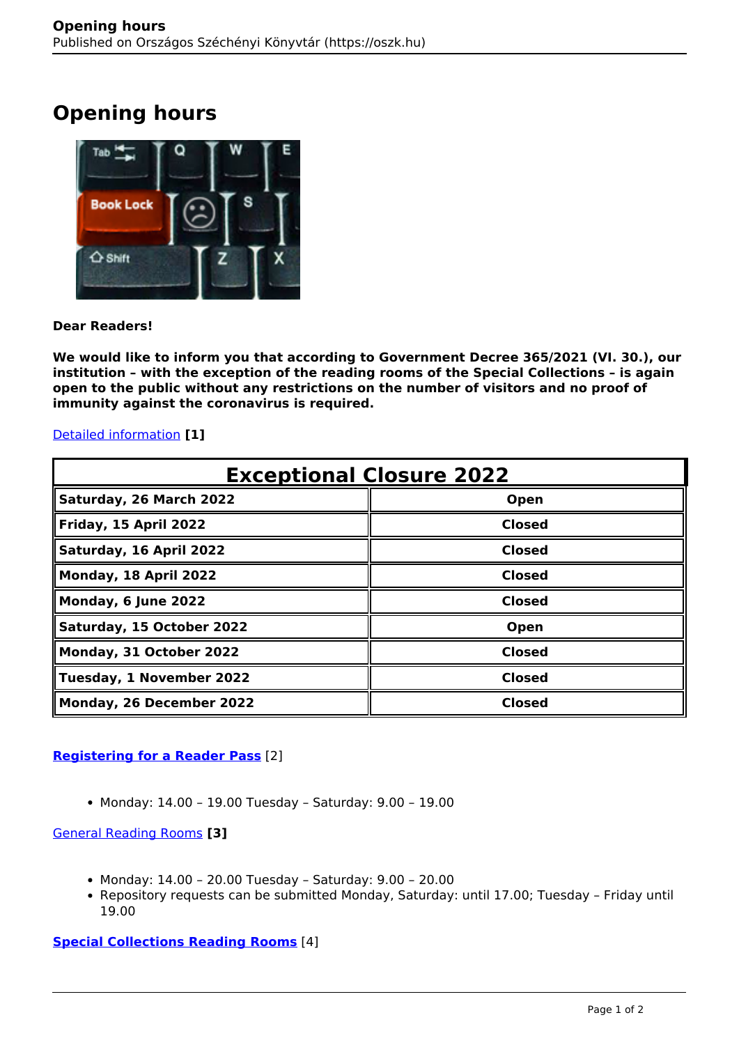# Opening hours

**Dear Readers!**

**We would like to inform you that according to Government Decree 365/2021 (VI. 30.), our institution – with the exception of the reading rooms of the Special Collections – is again open to the public without any restrictions on the number of visitors and no proof of immunity against the coronavirus is required.**

Detailed information **[1]**

| Exceptional Closure 2022 | |
|---|---|
| **Saturday, 26 March 2022** | **Open** |
| **Friday, 15 April 2022** | **Closed** |
| **Saturday, 16 April 2022** | **Closed** |
| **Monday, 18 April 2022** | **Closed** |
| **Monday, 6 June 2022** | **Closed** |
| **Saturday, 15 October 2022** | **Open** |
| **Monday, 31 October 2022** | **Closed** |
| **Tuesday, 1 November 2022** | **Closed** |
| **Monday, 26 December 2022** | **Closed** |

**Registering for a Reader Pass** [2]

- Monday: 14.00 – 19.00 Tuesday – Saturday: 9.00 – 19.00

General Reading Rooms **[3]**

- Monday: 14.00 – 20.00 Tuesday – Saturday: 9.00 – 20.00
- Repository requests can be submitted Monday, Saturday: until 17.00; Tuesday – Friday until 19.00

**Special Collections Reading Rooms** [4]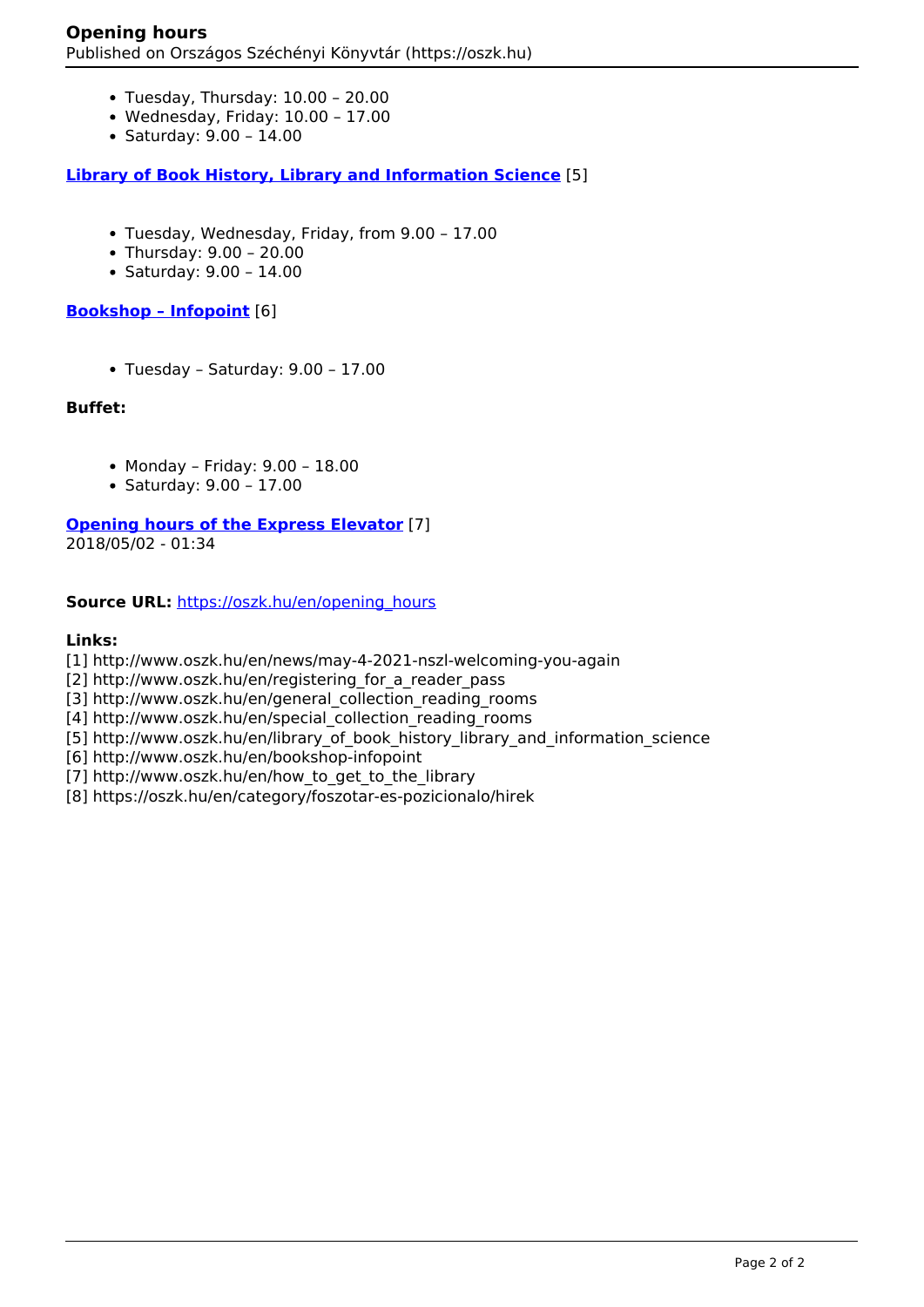- Tuesday, Thursday: 10.00 – 20.00
- Wednesday, Friday: 10.00 – 17.00
- Saturday: 9.00 – 14.00

**Library of Book History, Library and Information Science** [5]

- Tuesday, Wednesday, Friday, from 9.00 – 17.00
- Thursday: 9.00 – 20.00
- Saturday: 9.00 – 14.00

**Bookshop – Infopoint** [6]

- Tuesday – Saturday: 9.00 – 17.00

**Buffet:**

- Monday – Friday: 9.00 – 18.00
- Saturday: 9.00 – 17.00

**Opening hours of the Express Elevator** [7]
2018/05/02 - 01:34

**Source URL:** https://oszk.hu/en/opening_hours

**Links:**
[1] http://www.oszk.hu/en/news/may-4-2021-nszl-welcoming-you-again
[2] http://www.oszk.hu/en/registering_for_a_reader_pass
[3] http://www.oszk.hu/en/general_collection_reading_rooms
[4] http://www.oszk.hu/en/special_collection_reading_rooms
[5] http://www.oszk.hu/en/library_of_book_history_library_and_information_science
[6] http://www.oszk.hu/en/bookshop-infopoint
[7] http://www.oszk.hu/en/how_to_get_to_the_library
[8] https://oszk.hu/en/category/foszotar-es-pozicionalo/hirek